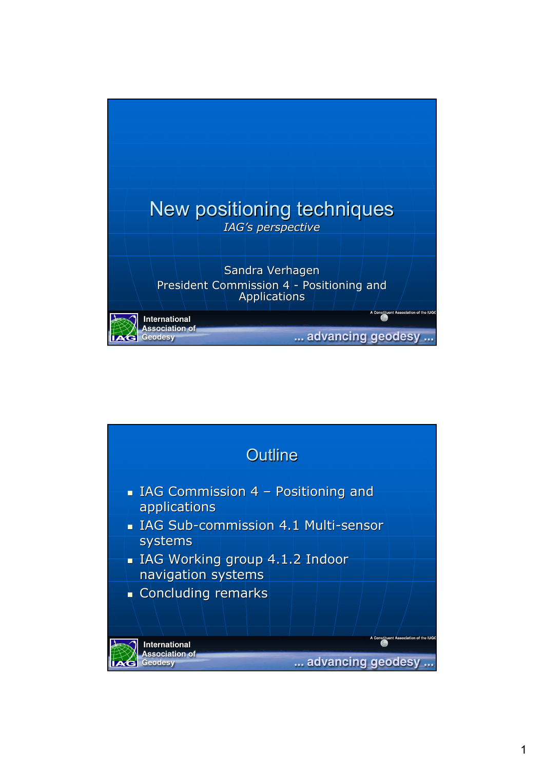# New positioning techniques

*IAG's perspective*

Sandra Verhagen
President Commission 4 - Positioning and Applications

International Association of Geodesy

A Constituent Association of the IUGG

... advancing geodesy ...

## Outline

- IAG Commission 4 – Positioning and applications
- IAG Sub-commission 4.1 Multi-sensor systems
- IAG Working group 4.1.2 Indoor navigation systems
- Concluding remarks

International Association of Geodesy

A Constituent Association of the IUGG

... advancing geodesy ...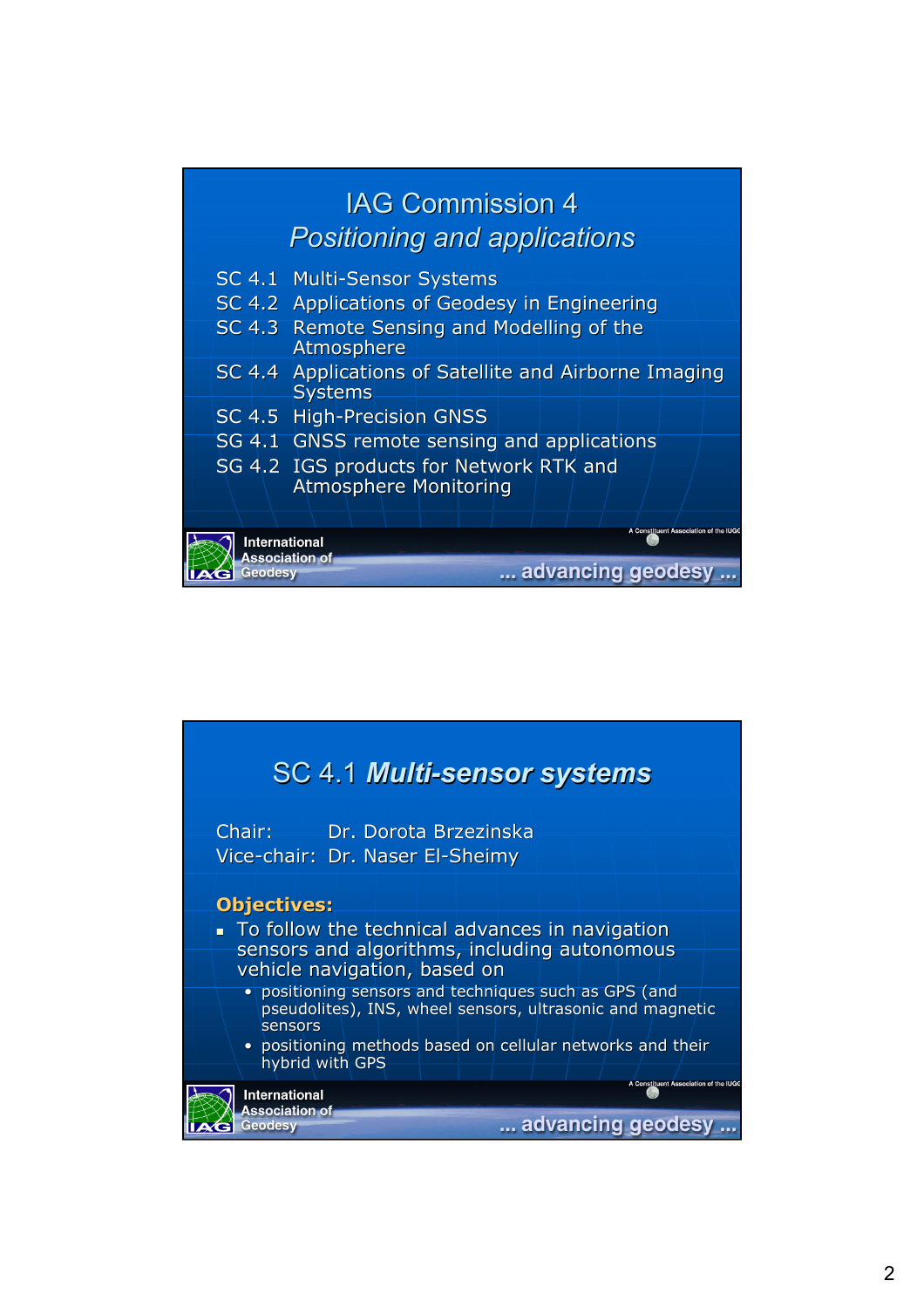# IAG Commission 4

## *Positioning and applications*

- SC 4.1 Multi-Sensor Systems
- SC 4.2 Applications of Geodesy in Engineering
- SC 4.3 Remote Sensing and Modelling of the Atmosphere
- SC 4.4 Applications of Satellite and Airborne Imaging Systems
- SC 4.5 High-Precision GNSS
- SG 4.1 GNSS remote sensing and applications
- SG 4.2 IGS products for Network RTK and Atmosphere Monitoring

International Association of Geodesy ... advancing geodesy ...

# SC 4.1 *Multi-sensor systems*

Chair: Dr. Dorota Brzezinska
Vice-chair: Dr. Naser El-Sheimy

**Objectives:**

- To follow the technical advances in navigation sensors and algorithms, including autonomous vehicle navigation, based on
  - positioning sensors and techniques such as GPS (and pseudolites), INS, wheel sensors, ultrasonic and magnetic sensors
  - positioning methods based on cellular networks and their hybrid with GPS

International Association of Geodesy ... advancing geodesy ...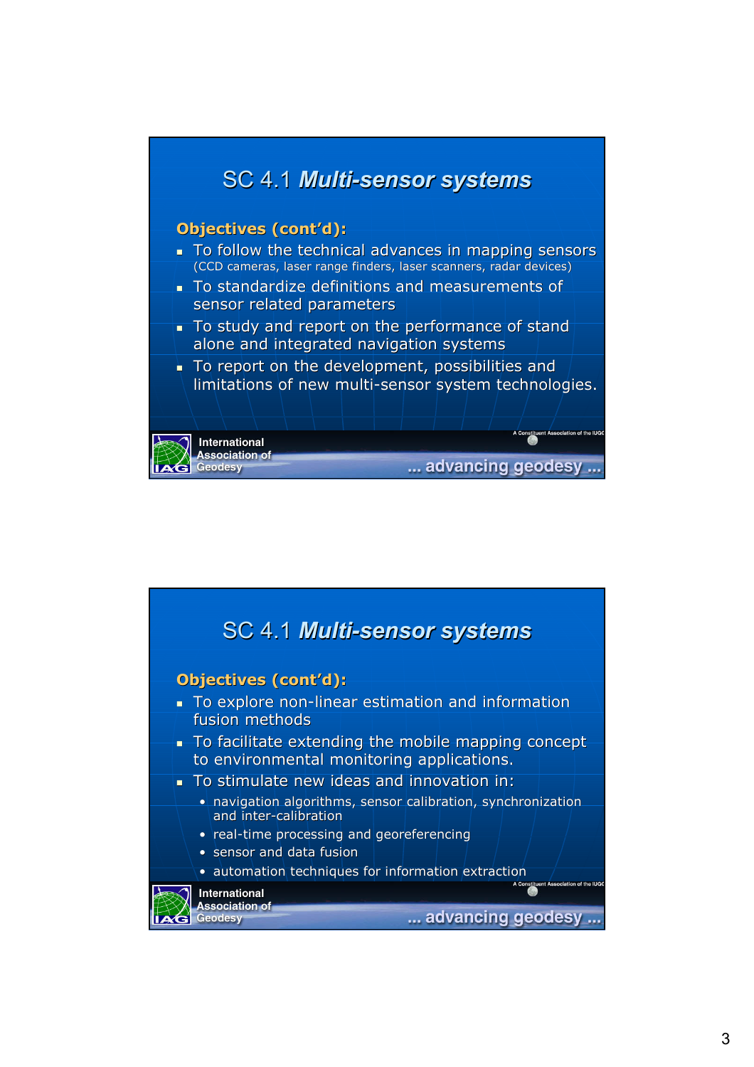## SC 4.1 *Multi-sensor systems*

**Objectives (cont'd):**

- To follow the technical advances in mapping sensors (CCD cameras, laser range finders, laser scanners, radar devices)
- To standardize definitions and measurements of sensor related parameters
- To study and report on the performance of stand alone and integrated navigation systems
- To report on the development, possibilities and limitations of new multi-sensor system technologies.

International Association of Geodesy

... advancing geodesy ...

## SC 4.1 *Multi-sensor systems*

**Objectives (cont'd):**

- To explore non-linear estimation and information fusion methods
- To facilitate extending the mobile mapping concept to environmental monitoring applications.
- To stimulate new ideas and innovation in:
  - navigation algorithms, sensor calibration, synchronization and inter-calibration
  - real-time processing and georeferencing
  - sensor and data fusion
  - automation techniques for information extraction

International Association of Geodesy

... advancing geodesy ...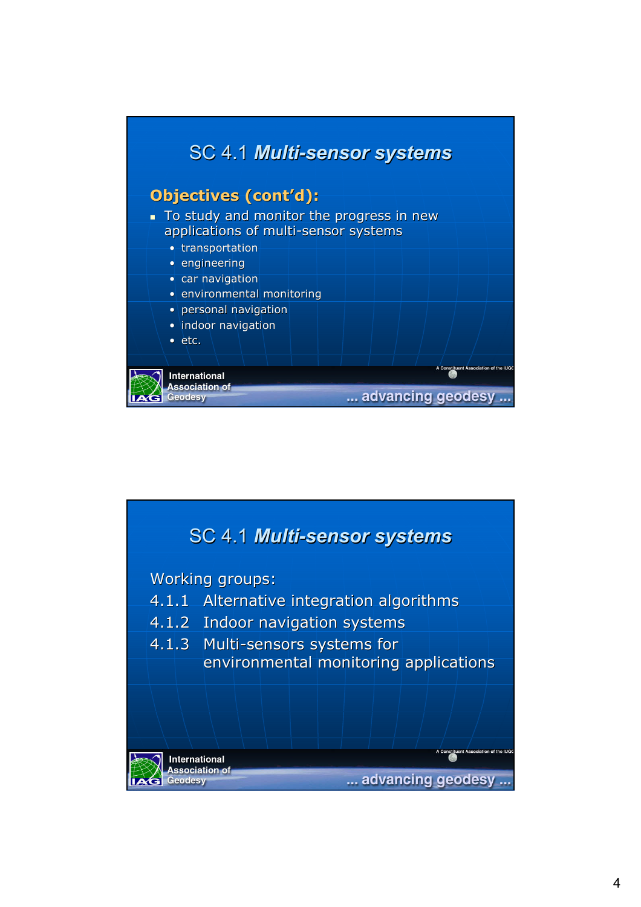# SC 4.1 *Multi-sensor systems*

**Objectives (cont'd):**

- To study and monitor the progress in new applications of multi-sensor systems
  - transportation
  - engineering
  - car navigation
  - environmental monitoring
  - personal navigation
  - indoor navigation
  - etc.

International Association of Geodesy

A Constituent Association of the IUGG

... advancing geodesy ...

# SC 4.1 *Multi-sensor systems*

Working groups:

4.1.1 Alternative integration algorithms

4.1.2 Indoor navigation systems

4.1.3 Multi-sensors systems for environmental monitoring applications

International Association of Geodesy

A Constituent Association of the IUGG

... advancing geodesy ...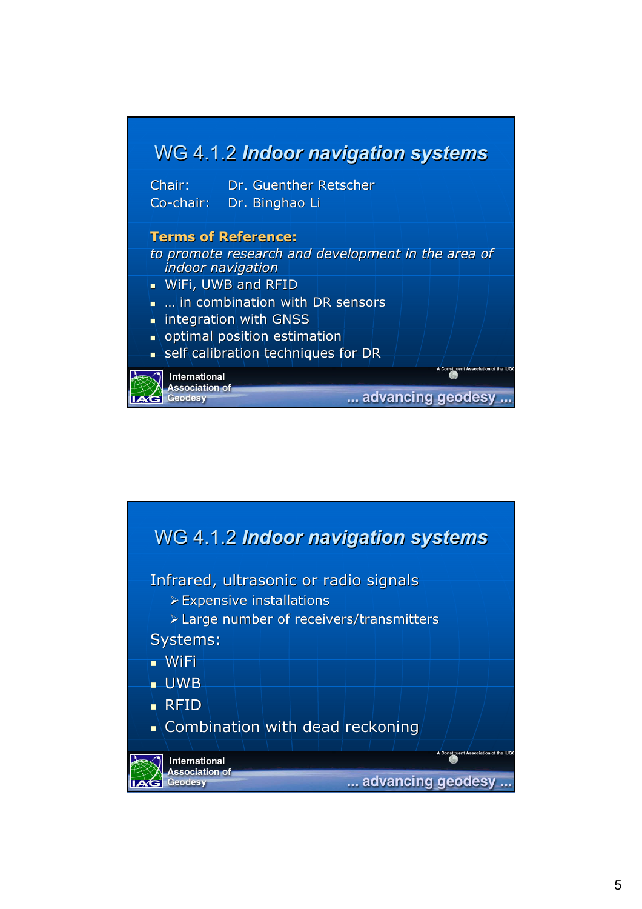## WG 4.1.2 *Indoor navigation systems*

Chair: Dr. Guenther Retscher
Co-chair: Dr. Binghao Li

**Terms of Reference:**

*to promote research and development in the area of indoor navigation*

- WiFi, UWB and RFID
- … in combination with DR sensors
- integration with GNSS
- optimal position estimation
- self calibration techniques for DR

International Association of Geodesy … advancing geodesy …

## WG 4.1.2 *Indoor navigation systems*

Infrared, ultrasonic or radio signals

- Expensive installations
- Large number of receivers/transmitters

Systems:

- WiFi
- UWB
- RFID
- Combination with dead reckoning

International Association of Geodesy … advancing geodesy …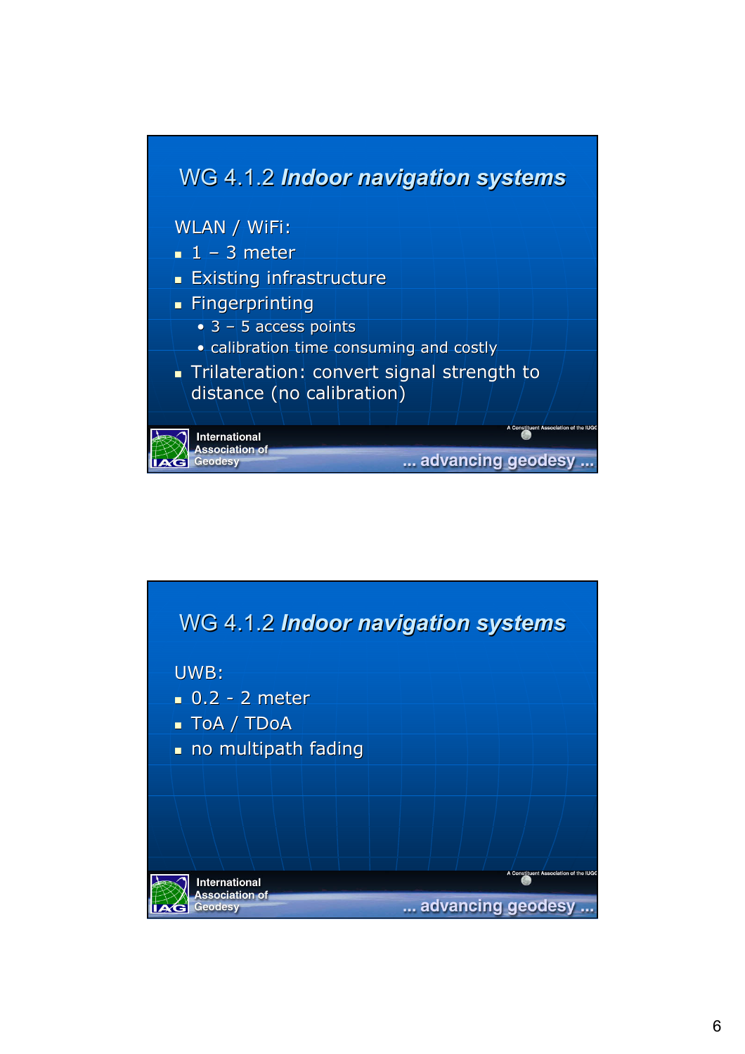## WG 4.1.2 *Indoor navigation systems*

WLAN / WiFi:

- 1 – 3 meter
- Existing infrastructure
- Fingerprinting
  - 3 – 5 access points
  - calibration time consuming and costly
- Trilateration: convert signal strength to distance (no calibration)

International Association of Geodesy

A Constituent Association of the IUGG

... advancing geodesy ...

## WG 4.1.2 *Indoor navigation systems*

UWB:

- 0.2 - 2 meter
- ToA / TDoA
- no multipath fading

International Association of Geodesy

A Constituent Association of the IUGG

... advancing geodesy ...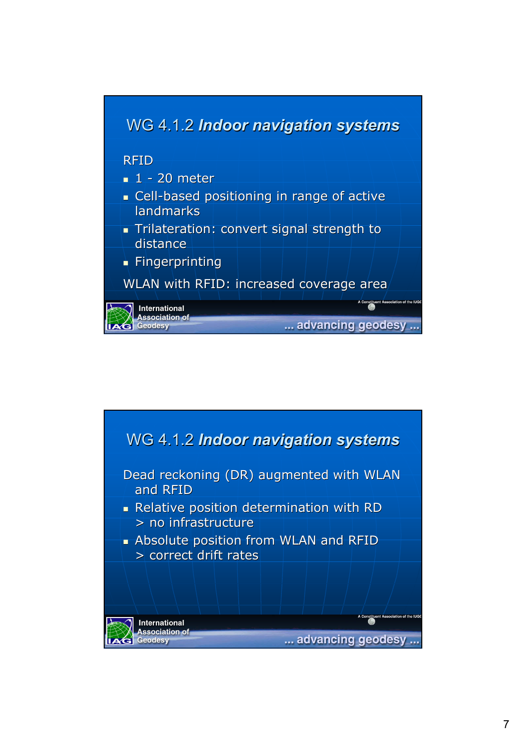## WG 4.1.2 *Indoor navigation systems*

RFID

- 1 - 20 meter
- Cell-based positioning in range of active landmarks
- Trilateration: convert signal strength to distance
- Fingerprinting

WLAN with RFID: increased coverage area

International Association of Geodesy

... advancing geodesy ...

## WG 4.1.2 *Indoor navigation systems*

Dead reckoning (DR) augmented with WLAN and RFID

- Relative position determination with RD
  > no infrastructure
- Absolute position from WLAN and RFID
  > correct drift rates

International Association of Geodesy

... advancing geodesy ...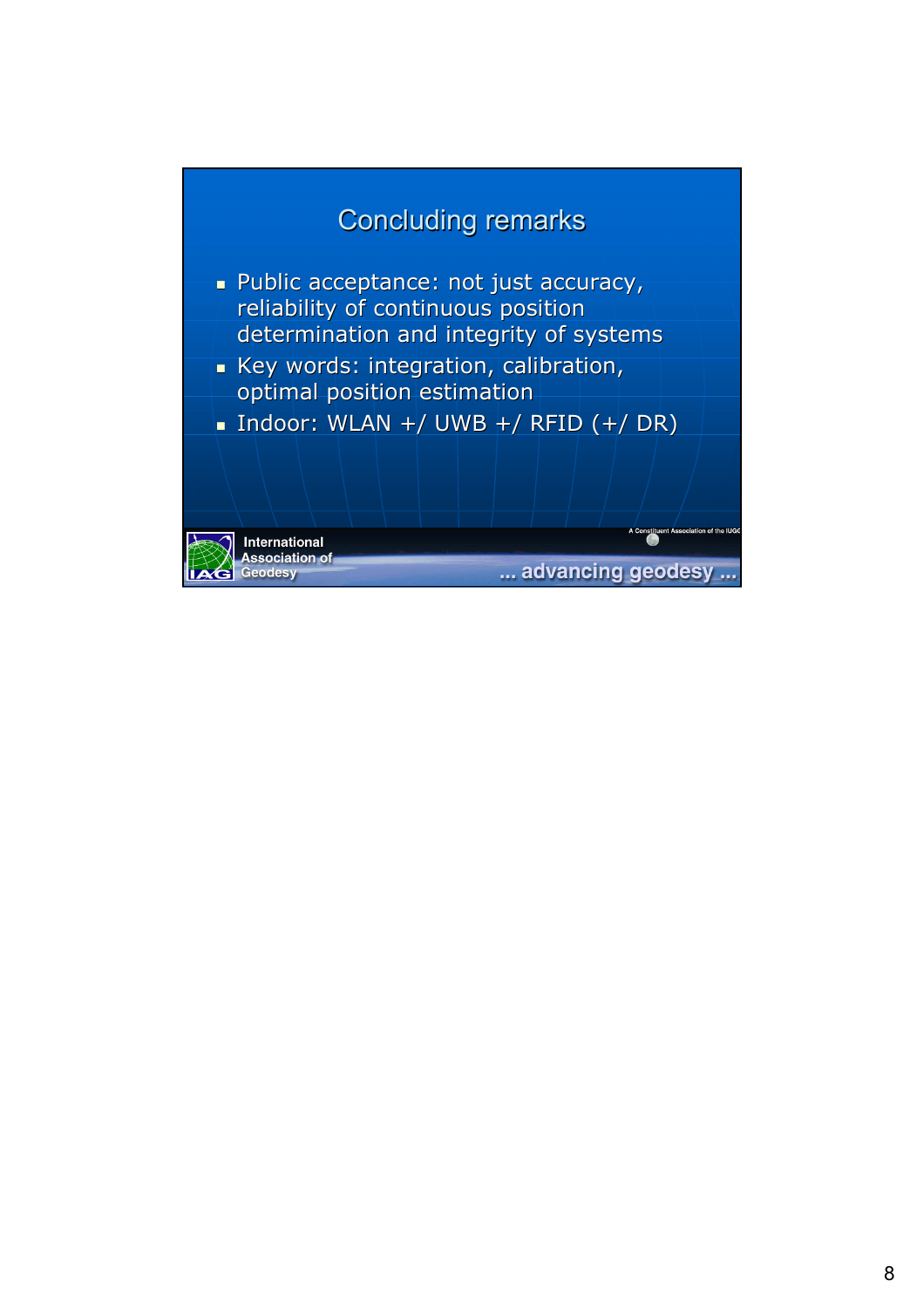## Concluding remarks

- Public acceptance: not just accuracy, reliability of continuous position determination and integrity of systems
- Key words: integration, calibration, optimal position estimation
- Indoor: WLAN +/ UWB +/ RFID (+/ DR)

International Association of Geodesy

A Constituent Association of the IUGG

... advancing geodesy ...